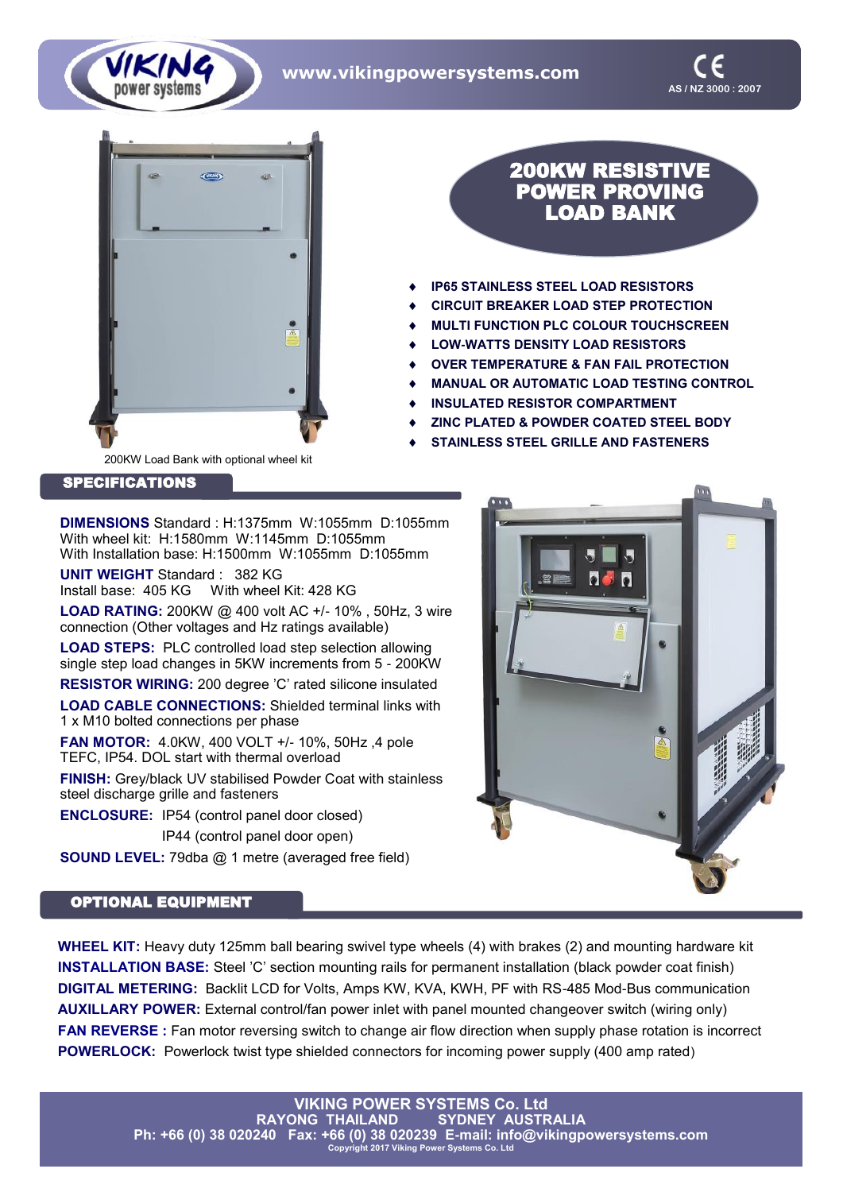www.vikingpowersystems.com

AS / NZ 3000 : 2007

# 200KW RESISTIVE POWER PROVING LOAD BANK

- IP65 STAINLESS STEEL LOAD RESISTORS
- CIRCUIT BREAKER LOAD STEP PROTECTION
- MULTI FUNCTION PLC COLOUR TOUCHSCREEN
- LOW-WATTS DENSITY LOAD RESISTORS
- OVER TEMPERATURE & FAN FAIL PROTECTION
- MANUAL OR AUTOMATIC LOAD TESTING CONTROL
- INSULATED RESISTOR COMPARTMENT
- ZINC PLATED & POWDER COATED STEEL BODY
- STAINLESS STEEL GRILLE AND FASTENERS

200KW Load Bank with optional wheel kit

## SPECIFICATIONS

**DIMENSIONS** Standard : H:1375mm W:1055mm D:1055mm
With wheel kit: H:1580mm W:1145mm D:1055mm
With Installation base: H:1500mm W:1055mm D:1055mm

**UNIT WEIGHT** Standard : 382 KG
Install base: 405 KG With wheel Kit: 428 KG

**LOAD RATING:** 200KW @ 400 volt AC +/- 10% , 50Hz, 3 wire connection (Other voltages and Hz ratings available)

**LOAD STEPS:** PLC controlled load step selection allowing single step load changes in 5KW increments from 5 - 200KW

**RESISTOR WIRING:** 200 degree 'C' rated silicone insulated

**LOAD CABLE CONNECTIONS:** Shielded terminal links with 1 x M10 bolted connections per phase

**FAN MOTOR:** 4.0KW, 400 VOLT +/- 10%, 50Hz ,4 pole TEFC, IP54. DOL start with thermal overload

**FINISH:** Grey/black UV stabilised Powder Coat with stainless steel discharge grille and fasteners

**ENCLOSURE:** IP54 (control panel door closed)
IP44 (control panel door open)

**SOUND LEVEL:** 79dba @ 1 metre (averaged free field)

## OPTIONAL EQUIPMENT

**WHEEL KIT:** Heavy duty 125mm ball bearing swivel type wheels (4) with brakes (2) and mounting hardware kit

**INSTALLATION BASE:** Steel 'C' section mounting rails for permanent installation (black powder coat finish)

**DIGITAL METERING:** Backlit LCD for Volts, Amps KW, KVA, KWH, PF with RS-485 Mod-Bus communication

**AUXILLARY POWER:** External control/fan power inlet with panel mounted changeover switch (wiring only)

**FAN REVERSE :** Fan motor reversing switch to change air flow direction when supply phase rotation is incorrect

**POWERLOCK:** Powerlock twist type shielded connectors for incoming power supply (400 amp rated)

**VIKING POWER SYSTEMS Co. Ltd**
RAYONG THAILAND SYDNEY AUSTRALIA
Ph: +66 (0) 38 020240 Fax: +66 (0) 38 020239 E-mail: info@vikingpowersystems.com
Copyright 2017 Viking Power Systems Co. Ltd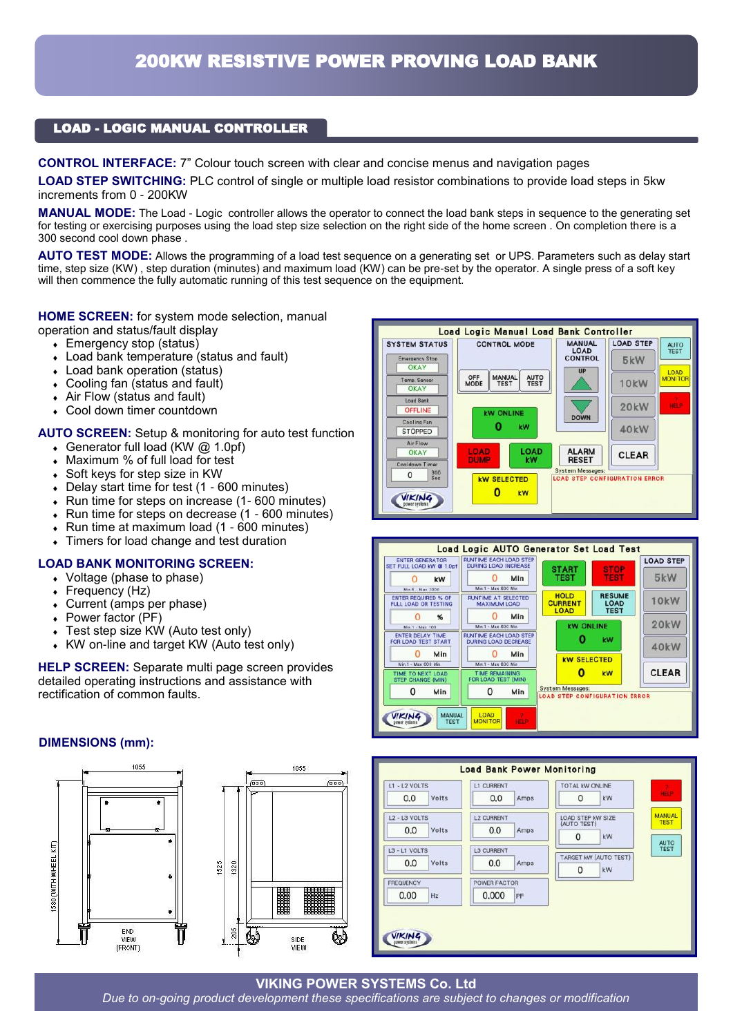# 200KW RESISTIVE POWER PROVING LOAD BANK

## LOAD - LOGIC MANUAL CONTROLLER

**CONTROL INTERFACE:** 7" Colour touch screen with clear and concise menus and navigation pages

**LOAD STEP SWITCHING:** PLC control of single or multiple load resistor combinations to provide load steps in 5kw increments from 0 - 200KW

**MANUAL MODE:** The Load - Logic controller allows the operator to connect the load bank steps in sequence to the generating set for testing or exercising purposes using the load step size selection on the right side of the home screen . On completion there is a 300 second cool down phase .

**AUTO TEST MODE:** Allows the programming of a load test sequence on a generating set or UPS. Parameters such as delay start time, step size (KW) , step duration (minutes) and maximum load (KW) can be pre-set by the operator. A single press of a soft key will then commence the fully automatic running of this test sequence on the equipment.

**HOME SCREEN:** for system mode selection, manual operation and status/fault display

- Emergency stop (status)
- Load bank temperature (status and fault)
- Load bank operation (status)
- Cooling fan (status and fault)
- Air Flow (status and fault)
- Cool down timer countdown

**AUTO SCREEN:** Setup & monitoring for auto test function

- Generator full load (KW @ 1.0pf)
- Maximum % of full load for test
- Soft keys for step size in KW
- Delay start time for test (1 - 600 minutes)
- Run time for steps on increase (1- 600 minutes)
- Run time for steps on decrease (1 - 600 minutes)
- Run time at maximum load (1 - 600 minutes)
- Timers for load change and test duration

**LOAD BANK MONITORING SCREEN:**

- Voltage (phase to phase)
- Frequency (Hz)
- Current (amps per phase)
- Power factor (PF)
- Test step size KW (Auto test only)
- KW on-line and target KW (Auto test only)

**HELP SCREEN:** Separate multi page screen provides detailed operating instructions and assistance with rectification of common faults.

**DIMENSIONS (mm):**

1055

1580 [WITH WHEEL KIT]

END VIEW (FRONT)

1055

1525

1320

205

SIDE VIEW

Load Logic Manual Load Bank Controller

Load Logic AUTO Generator Set Load Test

Load Bank Power Monitoring

**VIKING POWER SYSTEMS Co. Ltd**

*Due to on-going product development these specifications are subject to changes or modification*